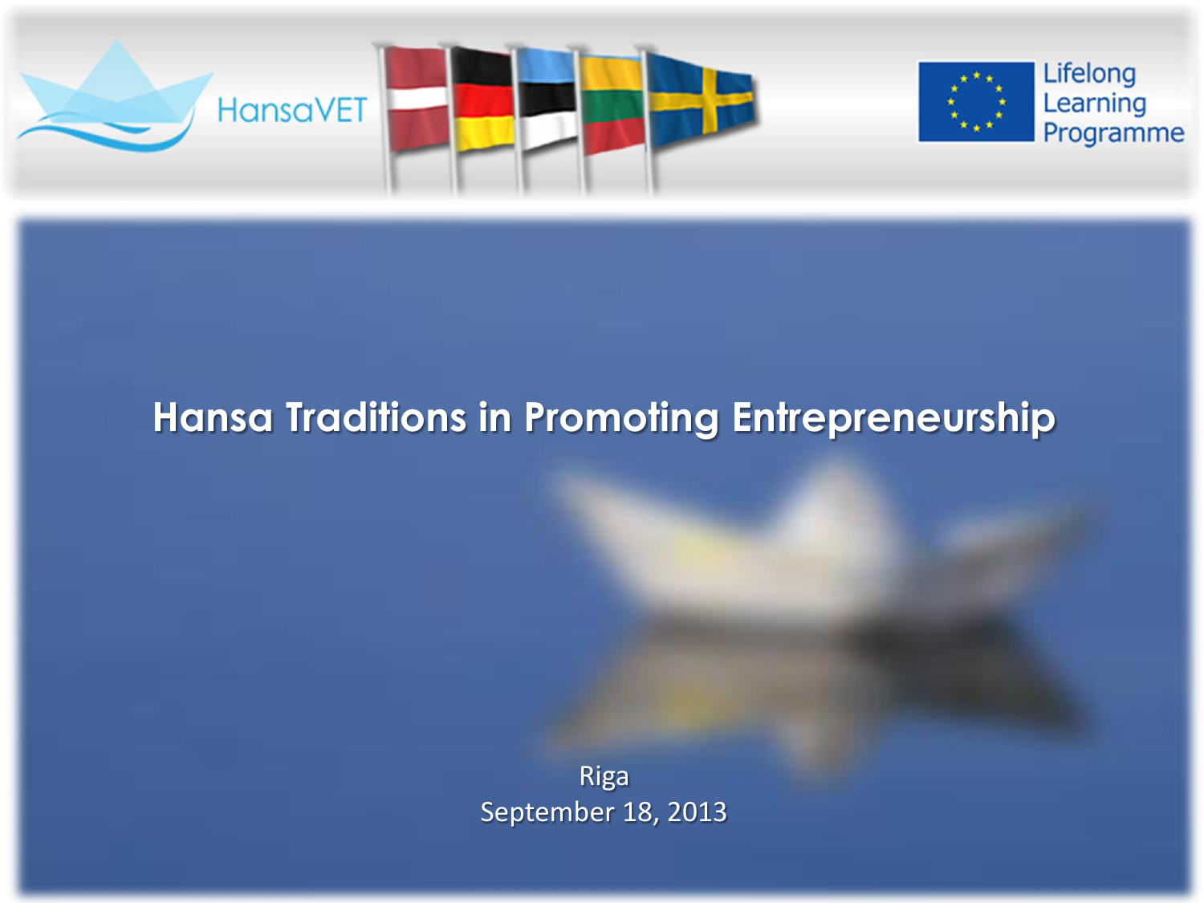HansaVET

Lifelong Learning Programme

# Hansa Traditions in Promoting Entrepreneurship

Riga
September 18, 2013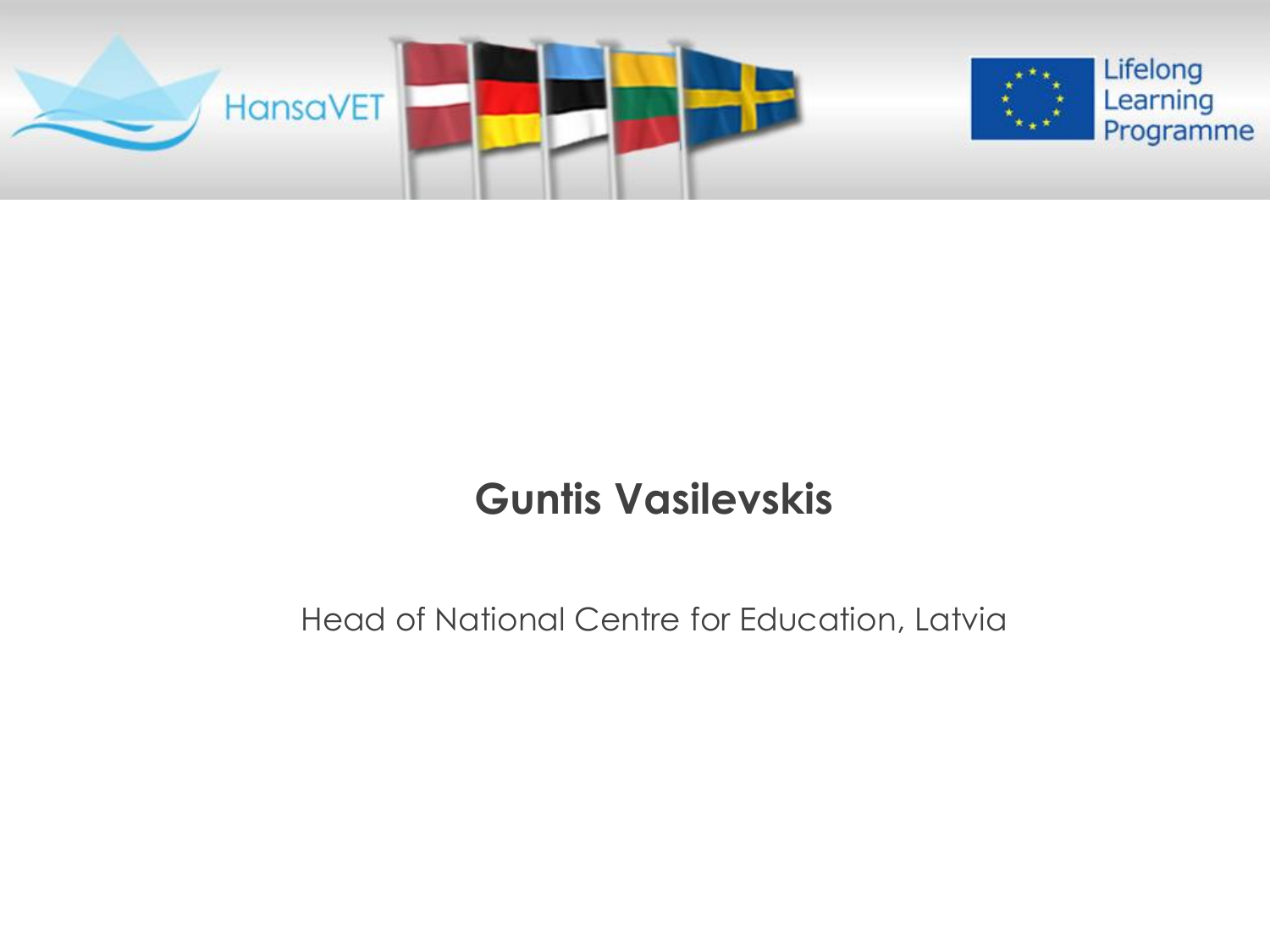**Guntis Vasilevskis**

Head of National Centre for Education, Latvia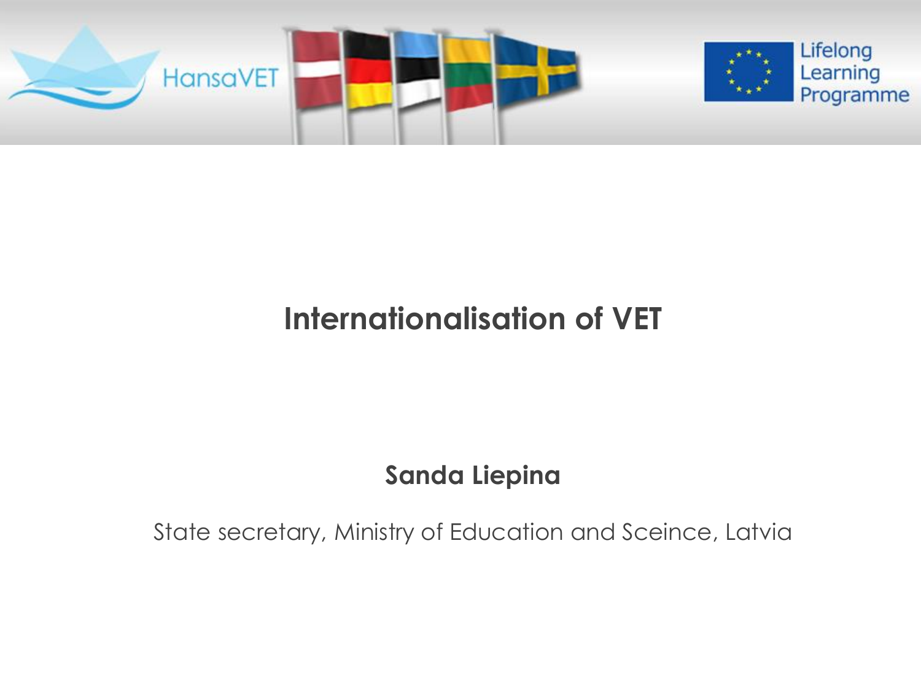# Internationalisation of VET

**Sanda Liepina**

State secretary, Ministry of Education and Sceince, Latvia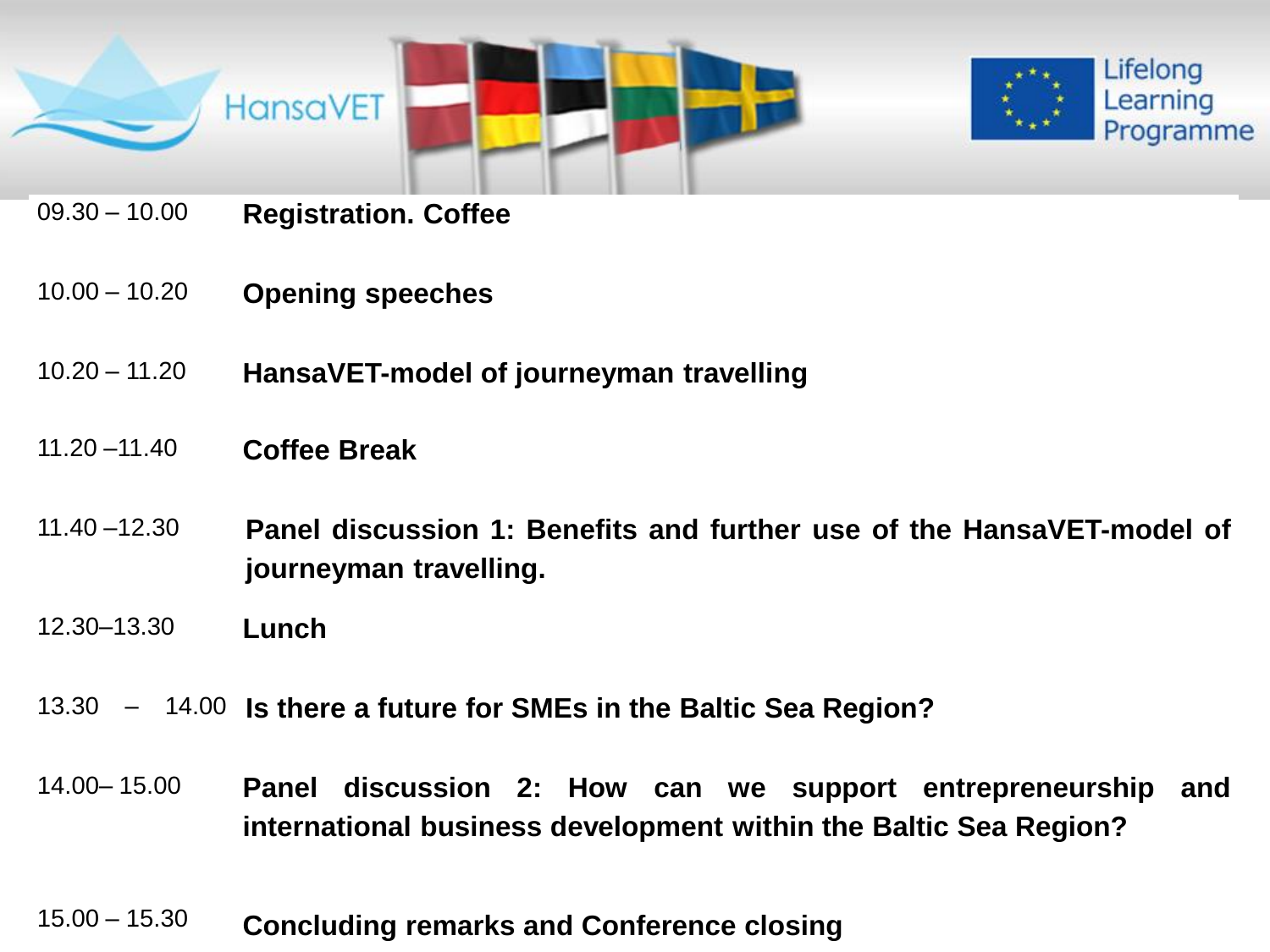HansaVET

Lifelong Learning Programme

| | |
|---|---|
| 09.30 – 10.00 | **Registration. Coffee** |
| 10.00 – 10.20 | **Opening speeches** |
| 10.20 – 11.20 | **HansaVET-model of journeyman travelling** |
| 11.20 –11.40 | **Coffee Break** |
| 11.40 –12.30 | **Panel discussion 1: Benefits and further use of the HansaVET-model of journeyman travelling.** |
| 12.30–13.30 | **Lunch** |
| 13.30 – 14.00 | **Is there a future for SMEs in the Baltic Sea Region?** |
| 14.00– 15.00 | **Panel discussion 2: How can we support entrepreneurship and international business development within the Baltic Sea Region?** |
| 15.00 – 15.30 | **Concluding remarks and Conference closing** |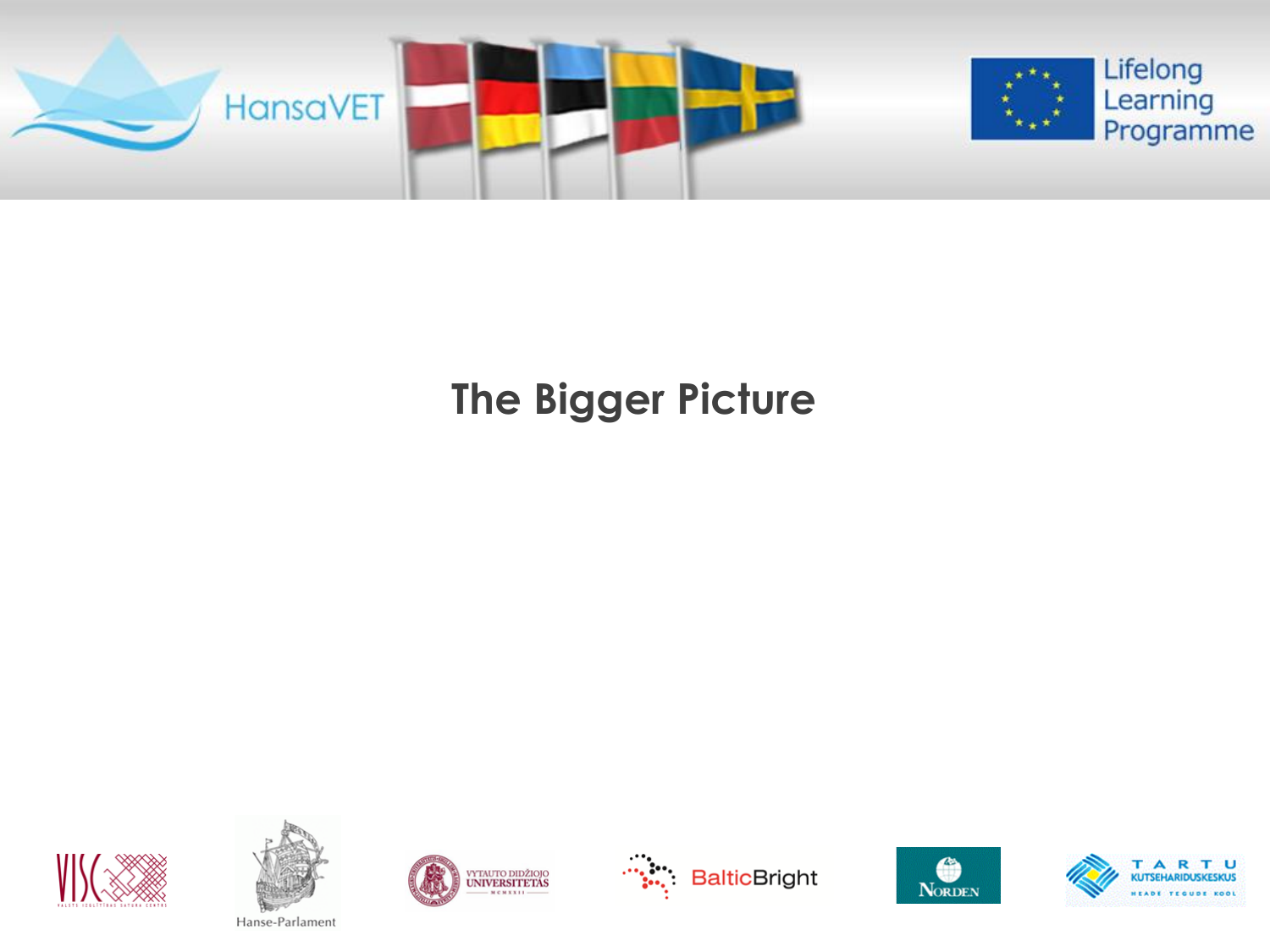# The Bigger Picture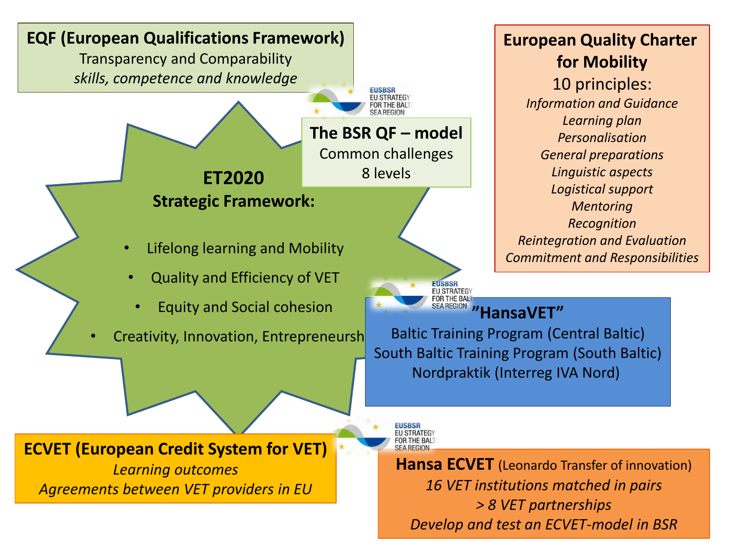**EQF (European Qualifications Framework)**
Transparency and Comparability
*skills, competence and knowledge*

**European Quality Charter for Mobility**
10 principles:
*Information and Guidance*
*Learning plan*
*Personalisation*
*General preparations*
*Linguistic aspects*
*Logistical support*
*Mentoring*
*Recognition*
*Reintegration and Evaluation*
*Commitment and Responsibilities*

EUSBSR EU STRATEGY FOR THE BALTIC SEA REGION

**The BSR QF – model**
Common challenges
8 levels

**ET2020**
**Strategic Framework:**

- Lifelong learning and Mobility
- Quality and Efficiency of VET
- Equity and Social cohesion
- Creativity, Innovation, Entrepreneurship

EUSBSR EU STRATEGY FOR THE BALTIC SEA REGION

**"HansaVET"**
Baltic Training Program (Central Baltic)
South Baltic Training Program (South Baltic)
Nordpraktik (Interreg IVA Nord)

**ECVET (European Credit System for VET)**
*Learning outcomes*
*Agreements between VET providers in EU*

EUSBSR EU STRATEGY FOR THE BALTIC SEA REGION

**Hansa ECVET** (Leonardo Transfer of innovation)
*16 VET institutions matched in pairs*
*> 8 VET partnerships*
*Develop and test an ECVET-model in BSR*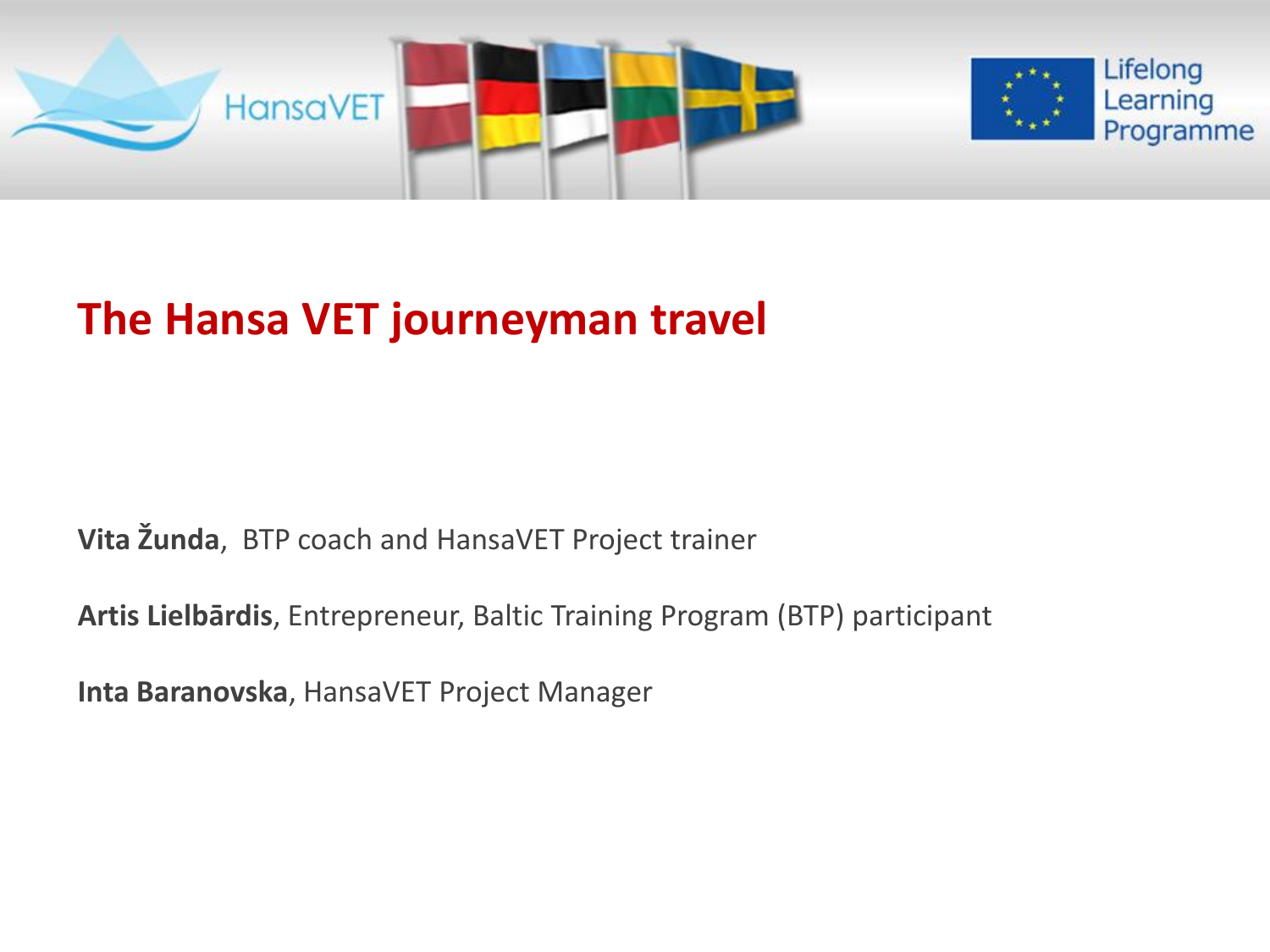# The Hansa VET journeyman travel

**Vita Žunda**, BTP coach and HansaVET Project trainer

**Artis Lielbārdis**, Entrepreneur, Baltic Training Program (BTP) participant

**Inta Baranovska**, HansaVET Project Manager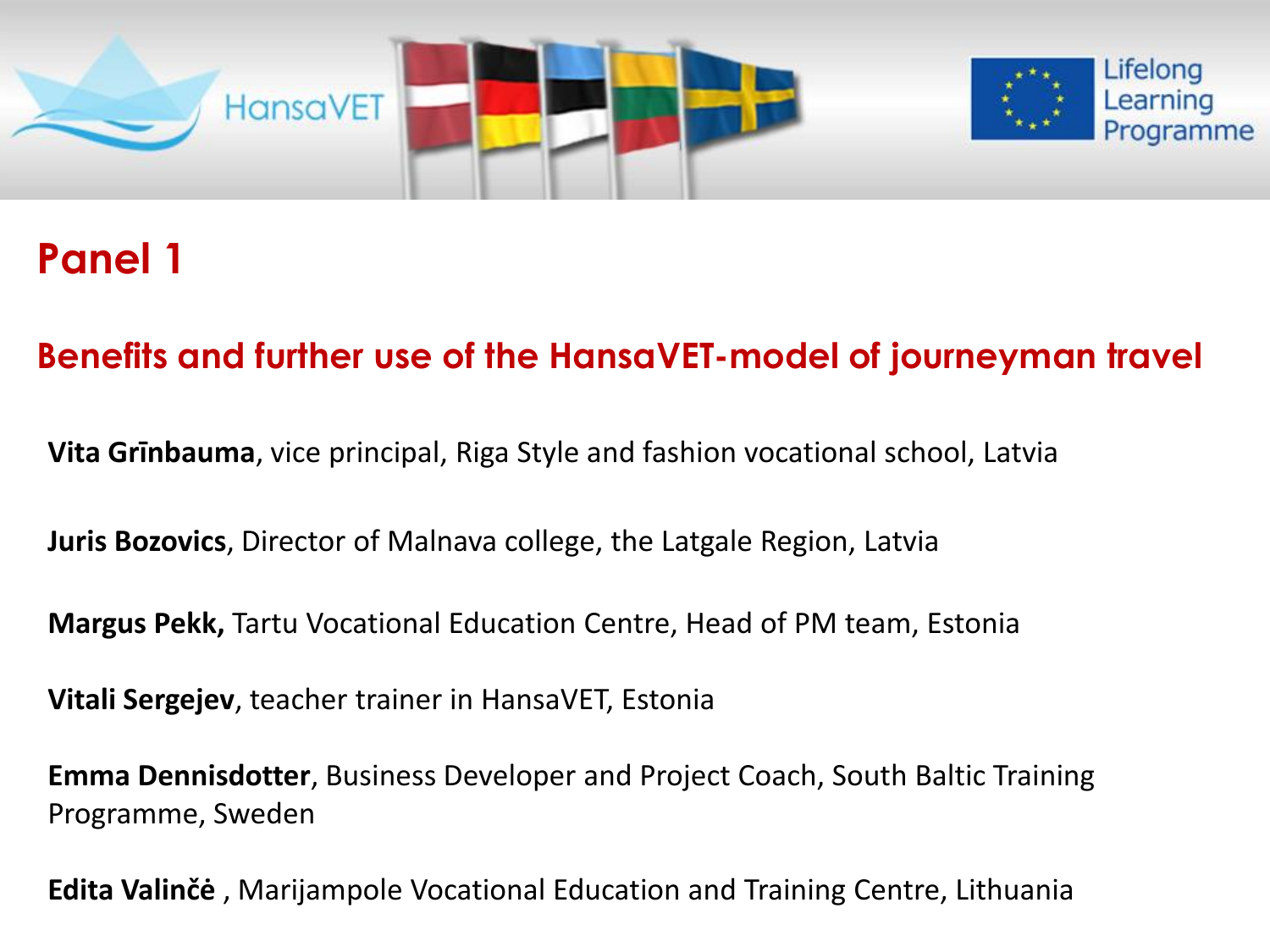HansaVET

Lifelong Learning Programme

# Panel 1

## Benefits and further use of the HansaVET-model of journeyman travel

**Vita Grīnbauma**, vice principal, Riga Style and fashion vocational school, Latvia

**Juris Bozovics**, Director of Malnava college, the Latgale Region, Latvia

**Margus Pekk,** Tartu Vocational Education Centre, Head of PM team, Estonia

**Vitali Sergejev**, teacher trainer in HansaVET, Estonia

**Emma Dennisdotter**, Business Developer and Project Coach, South Baltic Training Programme, Sweden

**Edita Valinčė** , Marijampole Vocational Education and Training Centre, Lithuania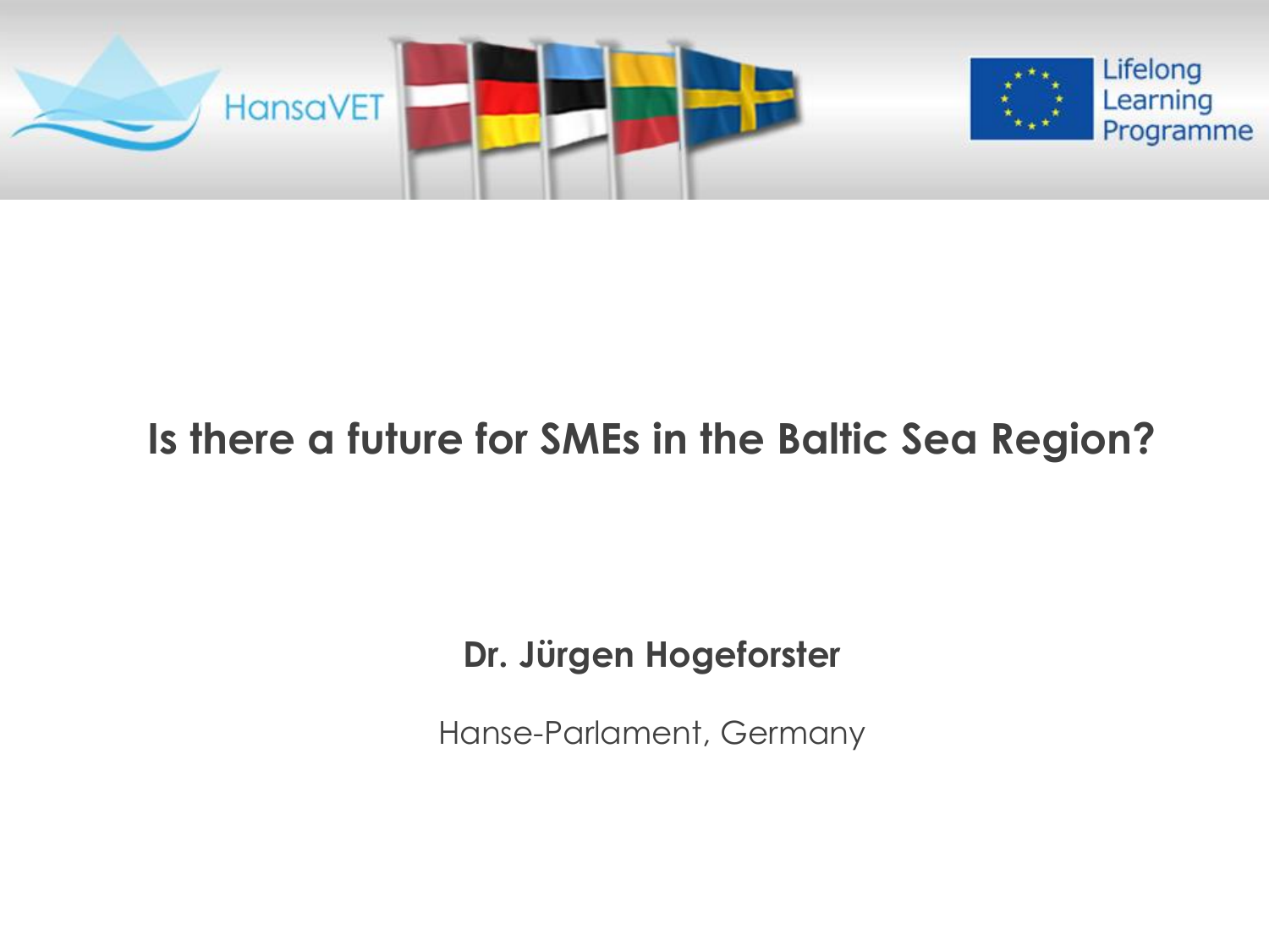HansaVET

Lifelong Learning Programme

# Is there a future for SMEs in the Baltic Sea Region?

**Dr. Jürgen Hogeforster**

Hanse-Parlament, Germany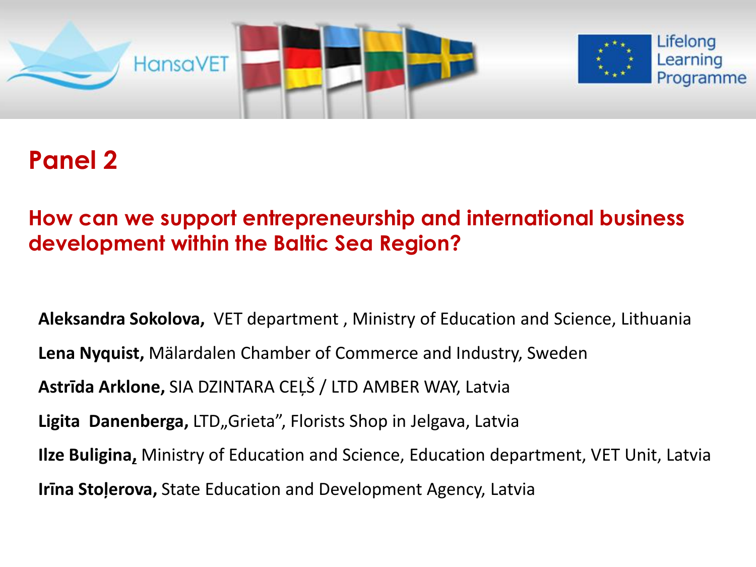HansaVET

Lifelong Learning Programme

## Panel 2

### How can we support entrepreneurship and international business development within the Baltic Sea Region?

**Aleksandra Sokolova,** VET department , Ministry of Education and Science, Lithuania

**Lena Nyquist,** Mälardalen Chamber of Commerce and Industry, Sweden

**Astrīda Arklone,** SIA DZINTARA CEĻŠ / LTD AMBER WAY, Latvia

**Ligita Danenberga,** LTD„Grieta", Florists Shop in Jelgava, Latvia

**Ilze Buligina,** Ministry of Education and Science, Education department, VET Unit, Latvia

**Irīna Stoļerova,** State Education and Development Agency, Latvia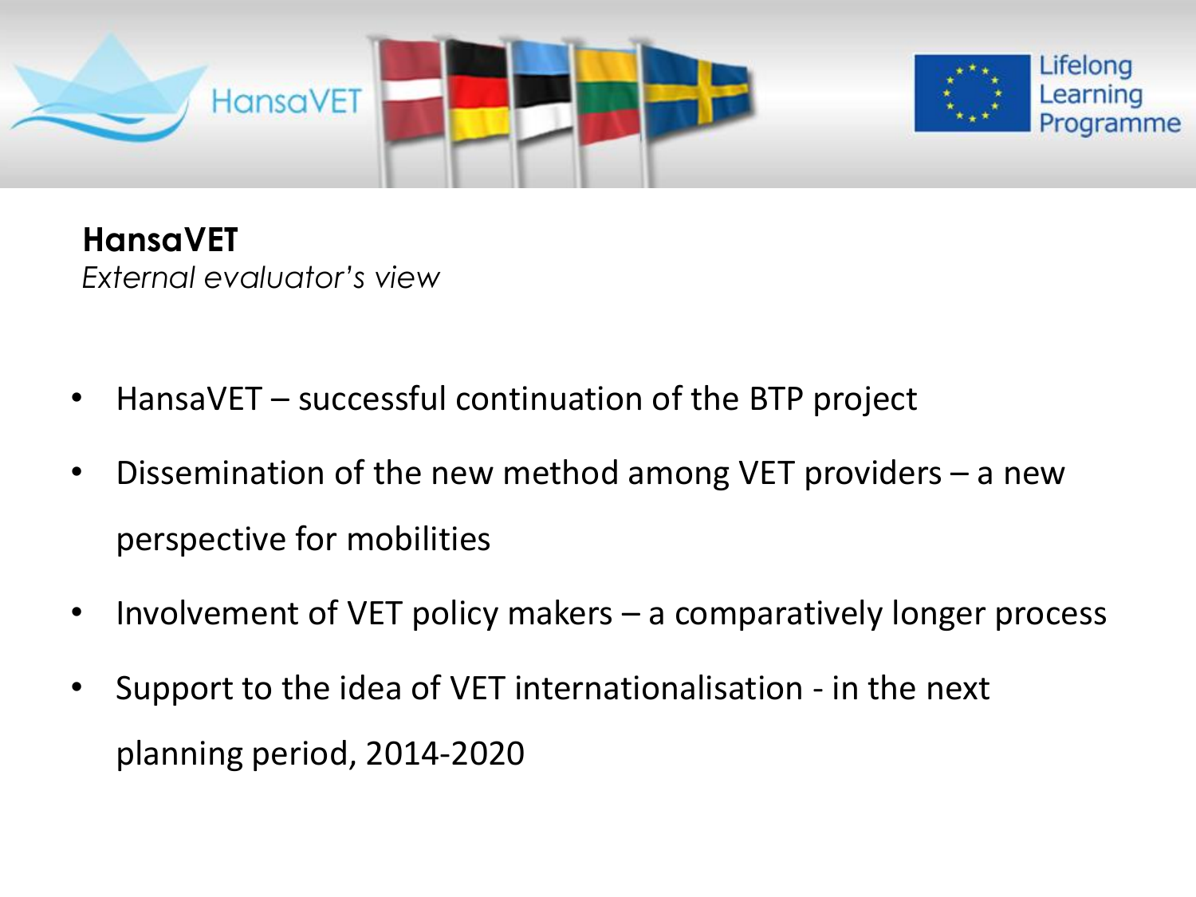**HansaVET**
*External evaluator's view*

- HansaVET – successful continuation of the BTP project
- Dissemination of the new method among VET providers – a new perspective for mobilities
- Involvement of VET policy makers – a comparatively longer process
- Support to the idea of VET internationalisation - in the next planning period, 2014-2020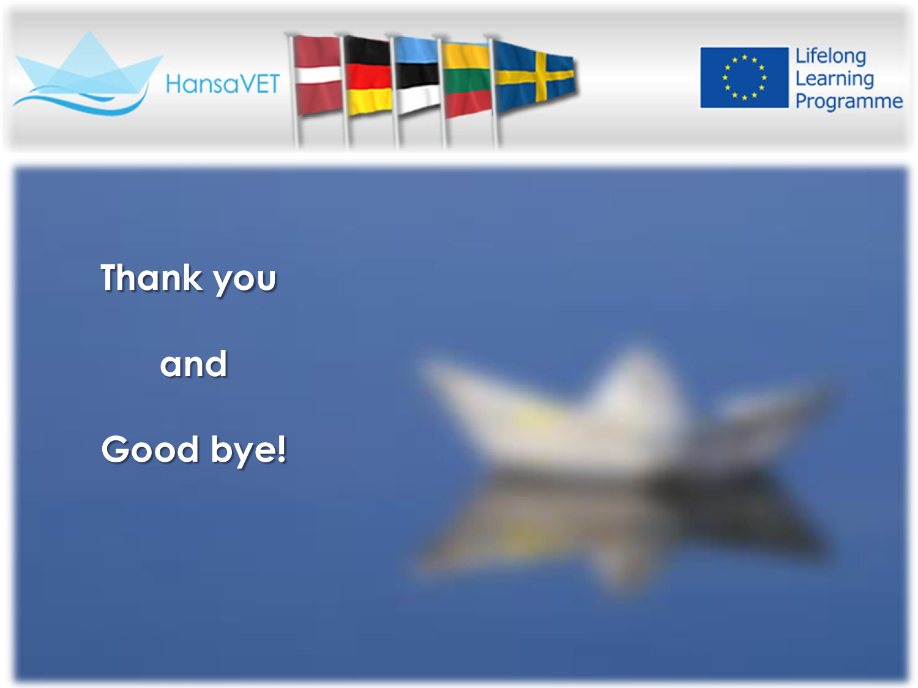HansaVET

Lifelong Learning Programme

Thank you

and

Good bye!